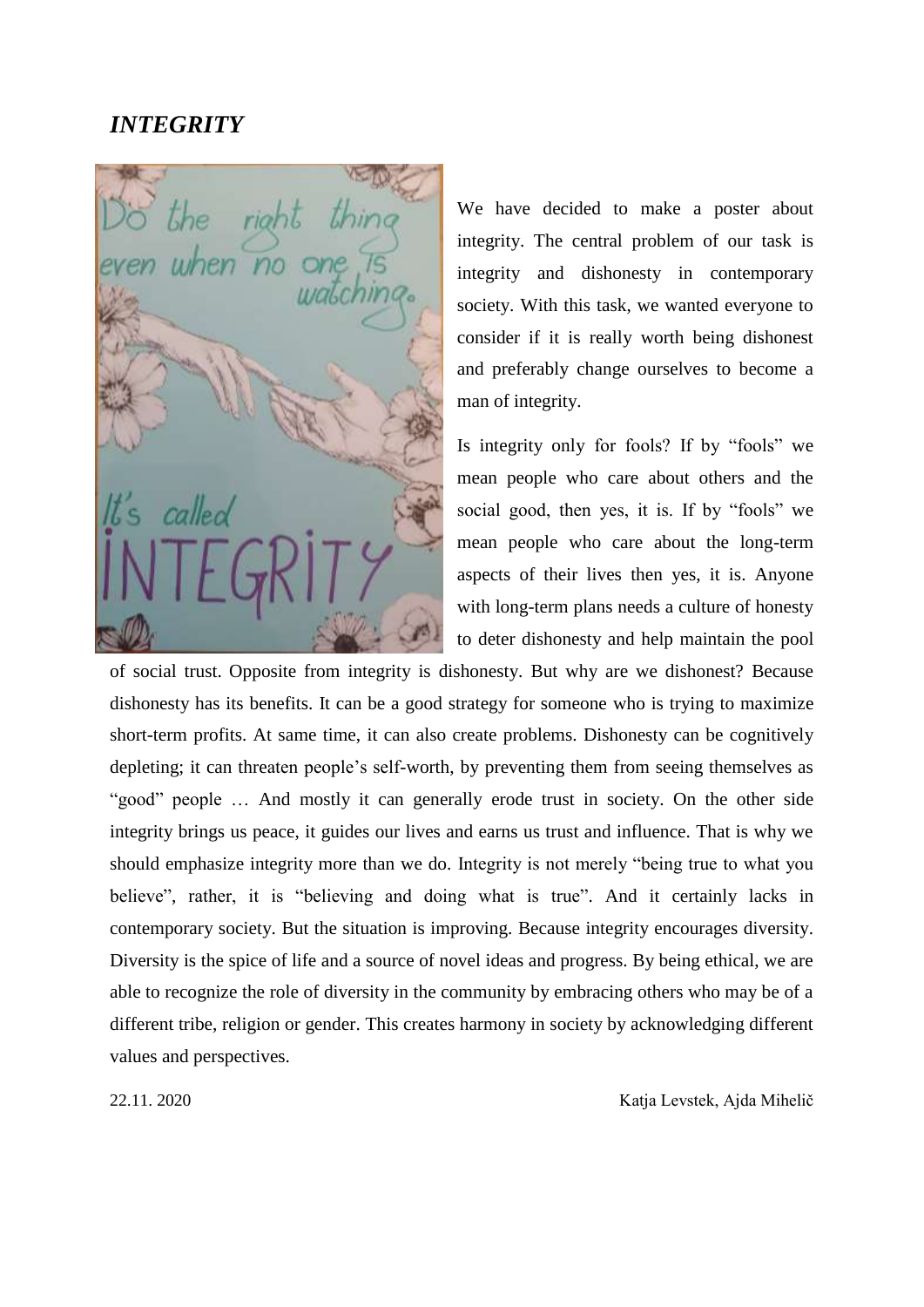## *INTEGRITY*

We have decided to make a poster about integrity. The central problem of our task is integrity and dishonesty in contemporary society. With this task, we wanted everyone to consider if it is really worth being dishonest and preferably change ourselves to become a man of integrity.

Is integrity only for fools? If by "fools" we mean people who care about others and the social good, then yes, it is. If by "fools" we mean people who care about the long-term aspects of their lives then yes, it is. Anyone with long-term plans needs a culture of honesty to deter dishonesty and help maintain the pool of social trust. Opposite from integrity is dishonesty. But why are we dishonest? Because dishonesty has its benefits. It can be a good strategy for someone who is trying to maximize short-term profits. At same time, it can also create problems. Dishonesty can be cognitively depleting; it can threaten people's self-worth, by preventing them from seeing themselves as "good" people … And mostly it can generally erode trust in society. On the other side integrity brings us peace, it guides our lives and earns us trust and influence. That is why we should emphasize integrity more than we do. Integrity is not merely "being true to what you believe", rather, it is "believing and doing what is true". And it certainly lacks in contemporary society. But the situation is improving. Because integrity encourages diversity. Diversity is the spice of life and a source of novel ideas and progress. By being ethical, we are able to recognize the role of diversity in the community by embracing others who may be of a different tribe, religion or gender. This creates harmony in society by acknowledging different values and perspectives.

22.11. 2020

Katja Levstek, Ajda Mihelič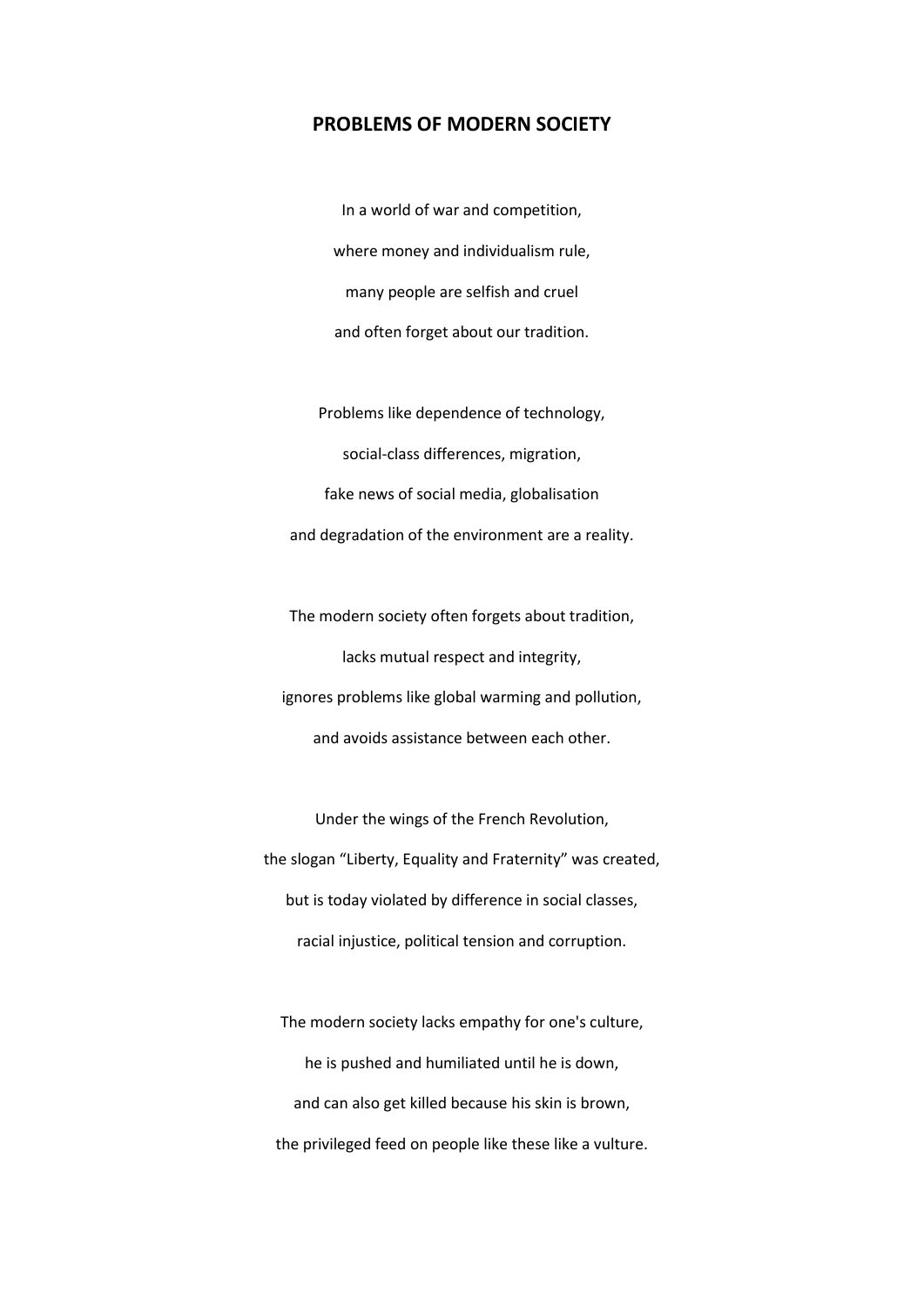# PROBLEMS OF MODERN SOCIETY

In a world of war and competition,  
where money and individualism rule,  
many people are selfish and cruel  
and often forget about our tradition.

Problems like dependence of technology,  
social-class differences, migration,  
fake news of social media, globalisation  
and degradation of the environment are a reality.

The modern society often forgets about tradition,  
lacks mutual respect and integrity,  
ignores problems like global warming and pollution,  
and avoids assistance between each other.

Under the wings of the French Revolution,  
the slogan "Liberty, Equality and Fraternity" was created,  
but is today violated by difference in social classes,  
racial injustice, political tension and corruption.

The modern society lacks empathy for one's culture,  
he is pushed and humiliated until he is down,  
and can also get killed because his skin is brown,  
the privileged feed on people like these like a vulture.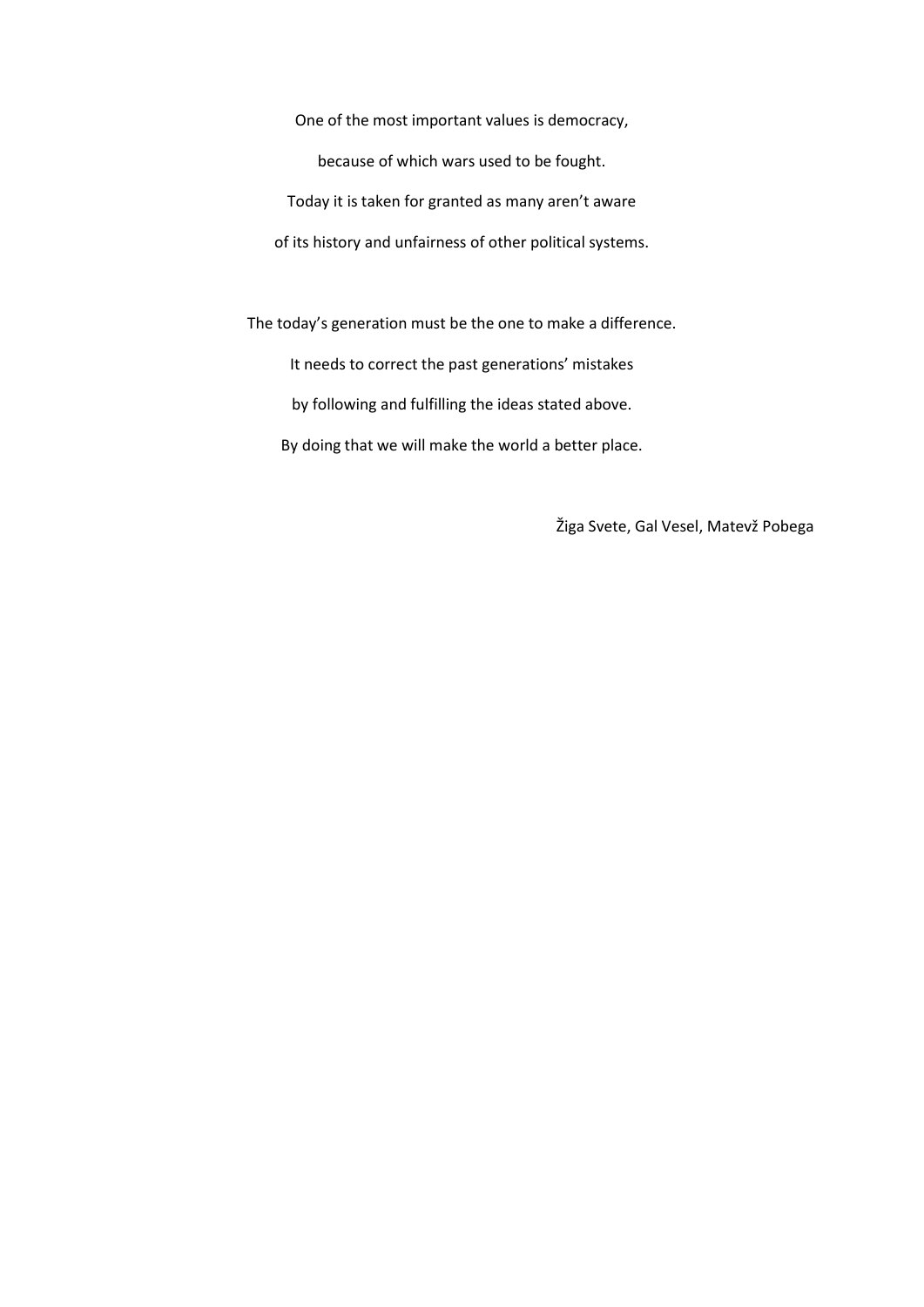One of the most important values is democracy,

because of which wars used to be fought.

Today it is taken for granted as many aren't aware

of its history and unfairness of other political systems.

The today's generation must be the one to make a difference.

It needs to correct the past generations' mistakes

by following and fulfilling the ideas stated above.

By doing that we will make the world a better place.

Žiga Svete, Gal Vesel, Matevž Pobega